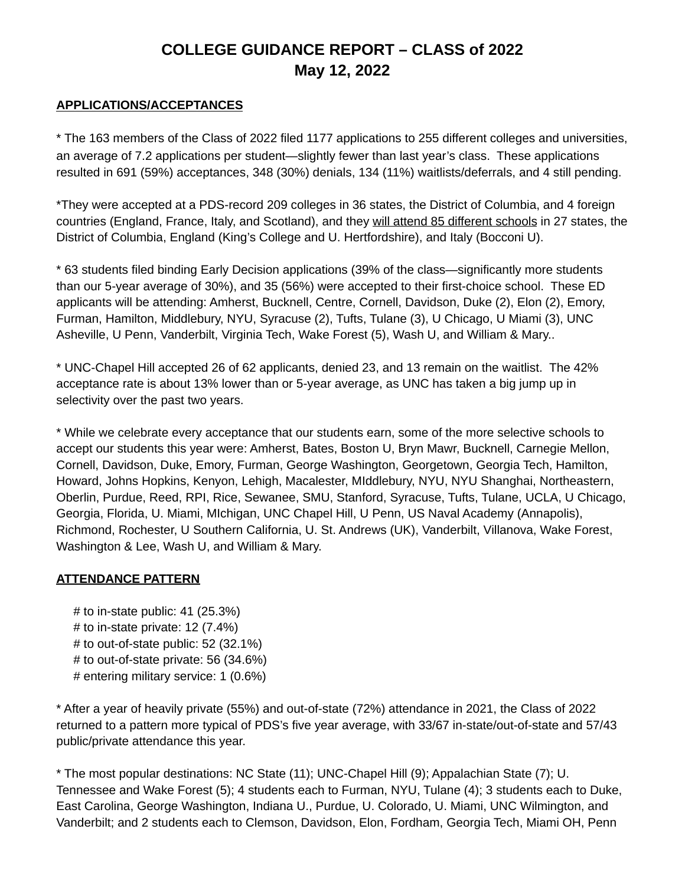# COLLEGE GUIDANCE REPORT – CLASS of 2022
## May 12, 2022

**<u>APPLICATIONS/ACCEPTANCES</u>**

* The 163 members of the Class of 2022 filed 1177 applications to 255 different colleges and universities, an average of 7.2 applications per student—slightly fewer than last year's class. These applications resulted in 691 (59%) acceptances, 348 (30%) denials, 134 (11%) waitlists/deferrals, and 4 still pending.

*They were accepted at a PDS-record 209 colleges in 36 states, the District of Columbia, and 4 foreign countries (England, France, Italy, and Scotland), and they <u>will attend 85 different schools</u> in 27 states, the District of Columbia, England (King's College and U. Hertfordshire), and Italy (Bocconi U).

* 63 students filed binding Early Decision applications (39% of the class—significantly more students than our 5-year average of 30%), and 35 (56%) were accepted to their first-choice school. These ED applicants will be attending: Amherst, Bucknell, Centre, Cornell, Davidson, Duke (2), Elon (2), Emory, Furman, Hamilton, Middlebury, NYU, Syracuse (2), Tufts, Tulane (3), U Chicago, U Miami (3), UNC Asheville, U Penn, Vanderbilt, Virginia Tech, Wake Forest (5), Wash U, and William & Mary..

* UNC-Chapel Hill accepted 26 of 62 applicants, denied 23, and 13 remain on the waitlist. The 42% acceptance rate is about 13% lower than or 5-year average, as UNC has taken a big jump up in selectivity over the past two years.

* While we celebrate every acceptance that our students earn, some of the more selective schools to accept our students this year were: Amherst, Bates, Boston U, Bryn Mawr, Bucknell, Carnegie Mellon, Cornell, Davidson, Duke, Emory, Furman, George Washington, Georgetown, Georgia Tech, Hamilton, Howard, Johns Hopkins, Kenyon, Lehigh, Macalester, MIddlebury, NYU, NYU Shanghai, Northeastern, Oberlin, Purdue, Reed, RPI, Rice, Sewanee, SMU, Stanford, Syracuse, Tufts, Tulane, UCLA, U Chicago, Georgia, Florida, U. Miami, MIchigan, UNC Chapel Hill, U Penn, US Naval Academy (Annapolis), Richmond, Rochester, U Southern California, U. St. Andrews (UK), Vanderbilt, Villanova, Wake Forest, Washington & Lee, Wash U, and William & Mary.

**<u>ATTENDANCE PATTERN</u>**

# to in-state public: 41 (25.3%)
# to in-state private: 12 (7.4%)
# to out-of-state public: 52 (32.1%)
# to out-of-state private: 56 (34.6%)
# entering military service: 1 (0.6%)

* After a year of heavily private (55%) and out-of-state (72%) attendance in 2021, the Class of 2022 returned to a pattern more typical of PDS's five year average, with 33/67 in-state/out-of-state and 57/43 public/private attendance this year.

* The most popular destinations: NC State (11); UNC-Chapel Hill (9); Appalachian State (7); U. Tennessee and Wake Forest (5); 4 students each to Furman, NYU, Tulane (4); 3 students each to Duke, East Carolina, George Washington, Indiana U., Purdue, U. Colorado, U. Miami, UNC Wilmington, and Vanderbilt; and 2 students each to Clemson, Davidson, Elon, Fordham, Georgia Tech, Miami OH, Penn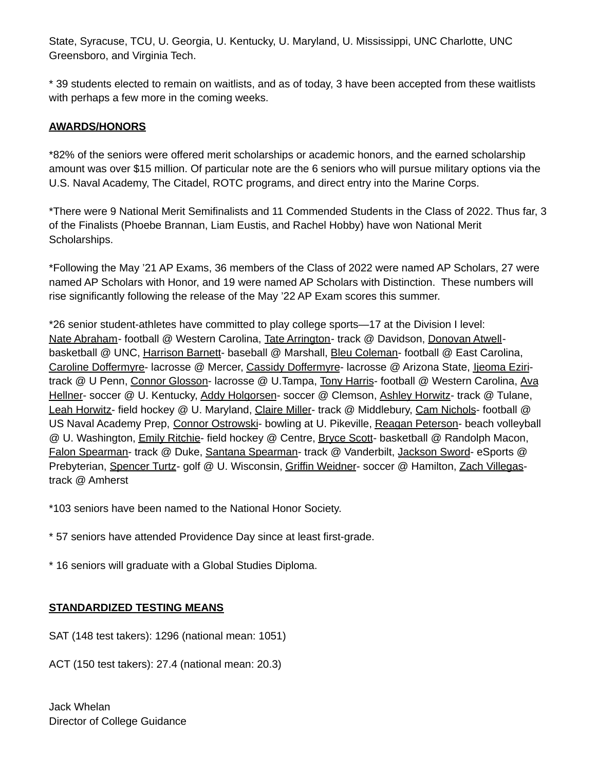State, Syracuse, TCU, U. Georgia, U. Kentucky, U. Maryland, U. Mississippi, UNC Charlotte, UNC Greensboro, and Virginia Tech.

* 39 students elected to remain on waitlists, and as of today, 3 have been accepted from these waitlists with perhaps a few more in the coming weeks.

**AWARDS/HONORS**

*82% of the seniors were offered merit scholarships or academic honors, and the earned scholarship amount was over $15 million. Of particular note are the 6 seniors who will pursue military options via the U.S. Naval Academy, The Citadel, ROTC programs, and direct entry into the Marine Corps.

*There were 9 National Merit Semifinalists and 11 Commended Students in the Class of 2022. Thus far, 3 of the Finalists (Phoebe Brannan, Liam Eustis, and Rachel Hobby) have won National Merit Scholarships.

*Following the May '21 AP Exams, 36 members of the Class of 2022 were named AP Scholars, 27 were named AP Scholars with Honor, and 19 were named AP Scholars with Distinction. These numbers will rise significantly following the release of the May '22 AP Exam scores this summer.

*26 senior student-athletes have committed to play college sports—17 at the Division I level: Nate Abraham- football @ Western Carolina, Tate Arrington- track @ Davidson, Donovan Atwell- basketball @ UNC, Harrison Barnett- baseball @ Marshall, Bleu Coleman- football @ East Carolina, Caroline Doffermyre- lacrosse @ Mercer, Cassidy Doffermyre- lacrosse @ Arizona State, Ijeoma Eziri- track @ U Penn, Connor Glosson- lacrosse @ U.Tampa, Tony Harris- football @ Western Carolina, Ava Hellner- soccer @ U. Kentucky, Addy Holgorsen- soccer @ Clemson, Ashley Horwitz- track @ Tulane, Leah Horwitz- field hockey @ U. Maryland, Claire Miller- track @ Middlebury, Cam Nichols- football @ US Naval Academy Prep, Connor Ostrowski- bowling at U. Pikeville, Reagan Peterson- beach volleyball @ U. Washington, Emily Ritchie- field hockey @ Centre, Bryce Scott- basketball @ Randolph Macon, Falon Spearman- track @ Duke, Santana Spearman- track @ Vanderbilt, Jackson Sword- eSports @ Prebyterian, Spencer Turtz- golf @ U. Wisconsin, Griffin Weidner- soccer @ Hamilton, Zach Villegas- track @ Amherst

*103 seniors have been named to the National Honor Society.

* 57 seniors have attended Providence Day since at least first-grade.

* 16 seniors will graduate with a Global Studies Diploma.

**STANDARDIZED TESTING MEANS**

SAT (148 test takers): 1296 (national mean: 1051)

ACT (150 test takers): 27.4 (national mean: 20.3)

Jack Whelan
Director of College Guidance